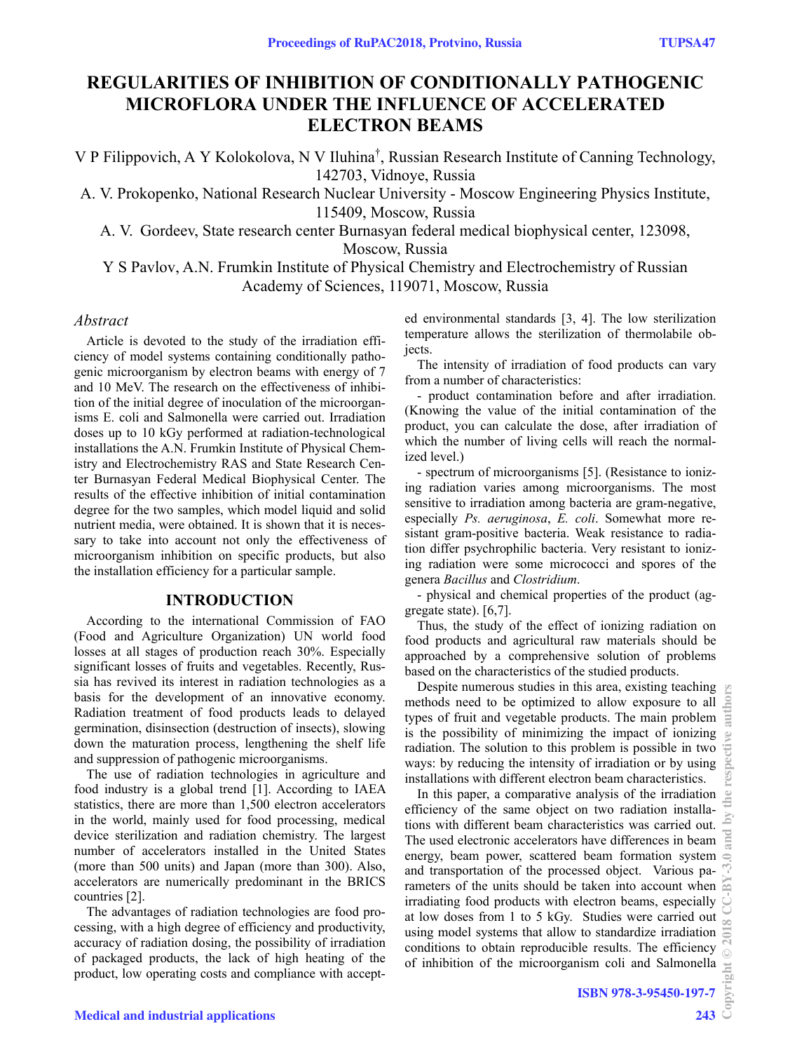# REGULARITIES OF INHIBITION OF CONDITIONALLY PATHOGENIC MICROFLORA UNDER THE INFLUENCE OF ACCELERATED ELECTRON BEAMS

V P Filippovich, A Y Kolokolova, N V Iluhina†, Russian Research Institute of Canning Technology, 142703, Vidnoye, Russia

A. V. Prokopenko, National Research Nuclear University - Moscow Engineering Physics Institute, 115409, Moscow, Russia

A. V. Gordeev, State research center Burnasyan federal medical biophysical center, 123098, Moscow, Russia

Y S Pavlov, A.N. Frumkin Institute of Physical Chemistry and Electrochemistry of Russian Academy of Sciences, 119071, Moscow, Russia

*Abstract*

Article is devoted to the study of the irradiation efficiency of model systems containing conditionally pathogenic microorganism by electron beams with energy of 7 and 10 MeV. The research on the effectiveness of inhibition of the initial degree of inoculation of the microorganisms E. coli and Salmonella were carried out. Irradiation doses up to 10 kGy performed at radiation-technological installations the A.N. Frumkin Institute of Physical Chemistry and Electrochemistry RAS and State Research Center Burnasyan Federal Medical Biophysical Center. The results of the effective inhibition of initial contamination degree for the two samples, which model liquid and solid nutrient media, were obtained. It is shown that it is necessary to take into account not only the effectiveness of microorganism inhibition on specific products, but also the installation efficiency for a particular sample.

## INTRODUCTION

According to the international Commission of FAO (Food and Agriculture Organization) UN world food losses at all stages of production reach 30%. Especially significant losses of fruits and vegetables. Recently, Russia has revived its interest in radiation technologies as a basis for the development of an innovative economy. Radiation treatment of food products leads to delayed germination, disinsection (destruction of insects), slowing down the maturation process, lengthening the shelf life and suppression of pathogenic microorganisms.

The use of radiation technologies in agriculture and food industry is a global trend [1]. According to IAEA statistics, there are more than 1,500 electron accelerators in the world, mainly used for food processing, medical device sterilization and radiation chemistry. The largest number of accelerators installed in the United States (more than 500 units) and Japan (more than 300). Also, accelerators are numerically predominant in the BRICS countries [2].

The advantages of radiation technologies are food processing, with a high degree of efficiency and productivity, accuracy of radiation dosing, the possibility of irradiation of packaged products, the lack of high heating of the product, low operating costs and compliance with accepted environmental standards [3, 4]. The low sterilization temperature allows the sterilization of thermolabile objects.

The intensity of irradiation of food products can vary from a number of characteristics:

- product contamination before and after irradiation. (Knowing the value of the initial contamination of the product, you can calculate the dose, after irradiation of which the number of living cells will reach the normalized level.)

- spectrum of microorganisms [5]. (Resistance to ionizing radiation varies among microorganisms. The most sensitive to irradiation among bacteria are gram-negative, especially *Ps. aeruginosa*, *E. coli*. Somewhat more resistant gram-positive bacteria. Weak resistance to radiation differ psychrophilic bacteria. Very resistant to ionizing radiation were some micrococci and spores of the genera *Bacillus* and *Clostridium*.

- physical and chemical properties of the product (aggregate state). [6,7].

Thus, the study of the effect of ionizing radiation on food products and agricultural raw materials should be approached by a comprehensive solution of problems based on the characteristics of the studied products.

Despite numerous studies in this area, existing teaching methods need to be optimized to allow exposure to all types of fruit and vegetable products. The main problem is the possibility of minimizing the impact of ionizing radiation. The solution to this problem is possible in two ways: by reducing the intensity of irradiation or by using installations with different electron beam characteristics.

In this paper, a comparative analysis of the irradiation efficiency of the same object on two radiation installations with different beam characteristics was carried out. The used electronic accelerators have differences in beam energy, beam power, scattered beam formation system and transportation of the processed object. Various parameters of the units should be taken into account when irradiating food products with electron beams, especially at low doses from 1 to 5 kGy. Studies were carried out using model systems that allow to standardize irradiation conditions to obtain reproducible results. The efficiency of inhibition of the microorganism coli and Salmonella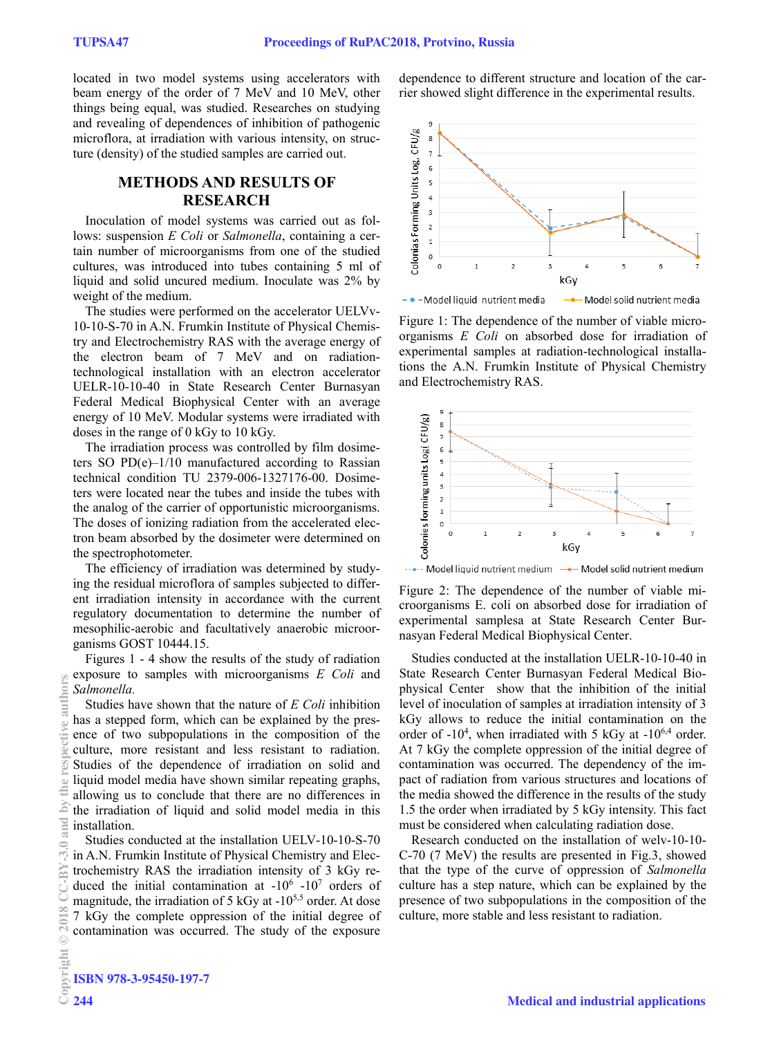located in two model systems using accelerators with beam energy of the order of 7 MeV and 10 MeV, other things being equal, was studied. Researches on studying and revealing of dependences of inhibition of pathogenic microflora, at irradiation with various intensity, on structure (density) of the studied samples are carried out.

## METHODS AND RESULTS OF RESEARCH

Inoculation of model systems was carried out as follows: suspension *E Coli* or *Salmonella*, containing a certain number of microorganisms from one of the studied cultures, was introduced into tubes containing 5 ml of liquid and solid uncured medium. Inoculate was 2% by weight of the medium.

The studies were performed on the accelerator UELVv-10-10-S-70 in A.N. Frumkin Institute of Physical Chemistry and Electrochemistry RAS with the average energy of the electron beam of 7 MeV and on radiation-technological installation with an electron accelerator UELR-10-10-40 in State Research Center Burnasyan Federal Medical Biophysical Center with an average energy of 10 MeV. Modular systems were irradiated with doses in the range of 0 kGy to 10 kGy.

The irradiation process was controlled by film dosimeters SO PD(e)–1/10 manufactured according to Rassian technical condition TU 2379-006-1327176-00. Dosimeters were located near the tubes and inside the tubes with the analog of the carrier of opportunistic microorganisms. The doses of ionizing radiation from the accelerated electron beam absorbed by the dosimeter were determined on the spectrophotometer.

The efficiency of irradiation was determined by studying the residual microflora of samples subjected to different irradiation intensity in accordance with the current regulatory documentation to determine the number of mesophilic-aerobic and facultatively anaerobic microorganisms GOST 10444.15.

Figures 1 - 4 show the results of the study of radiation exposure to samples with microorganisms *E Coli* and *Salmonella.*

Studies have shown that the nature of *E Coli* inhibition has a stepped form, which can be explained by the presence of two subpopulations in the composition of the culture, more resistant and less resistant to radiation. Studies of the dependence of irradiation on solid and liquid model media have shown similar repeating graphs, allowing us to conclude that there are no differences in the irradiation of liquid and solid model media in this installation.

Studies conducted at the installation UELV-10-10-S-70 in A.N. Frumkin Institute of Physical Chemistry and Electrochemistry RAS the irradiation intensity of 3 kGy reduced the initial contamination at -$10^6$ -$10^7$ orders of magnitude, the irradiation of 5 kGy at -$10^{5,5}$ order. At dose 7 kGy the complete oppression of the initial degree of contamination was occurred. The study of the exposure dependence to different structure and location of the carrier showed slight difference in the experimental results.

Figure 1: The dependence of the number of viable microorganisms *E Coli* on absorbed dose for irradiation of experimental samples at radiation-technological installations the A.N. Frumkin Institute of Physical Chemistry and Electrochemistry RAS.

Figure 2: The dependence of the number of viable microorganisms E. coli on absorbed dose for irradiation of experimental samplesa at State Research Center Burnasyan Federal Medical Biophysical Center.

Studies conducted at the installation UELR-10-10-40 in State Research Center Burnasyan Federal Medical Biophysical Center show that the inhibition of the initial level of inoculation of samples at irradiation intensity of 3 kGy allows to reduce the initial contamination on the order of -$10^4$, when irradiated with 5 kGy at -$10^{6,4}$ order. At 7 kGy the complete oppression of the initial degree of contamination was occurred. The dependency of the impact of radiation from various structures and locations of the media showed the difference in the results of the study 1.5 the order when irradiated by 5 kGy intensity. This fact must be considered when calculating radiation dose.

Research conducted on the installation of welv-10-10-C-70 (7 MeV) the results are presented in Fig.3, showed that the type of the curve of oppression of *Salmonella* culture has a step nature, which can be explained by the presence of two subpopulations in the composition of the culture, more stable and less resistant to radiation.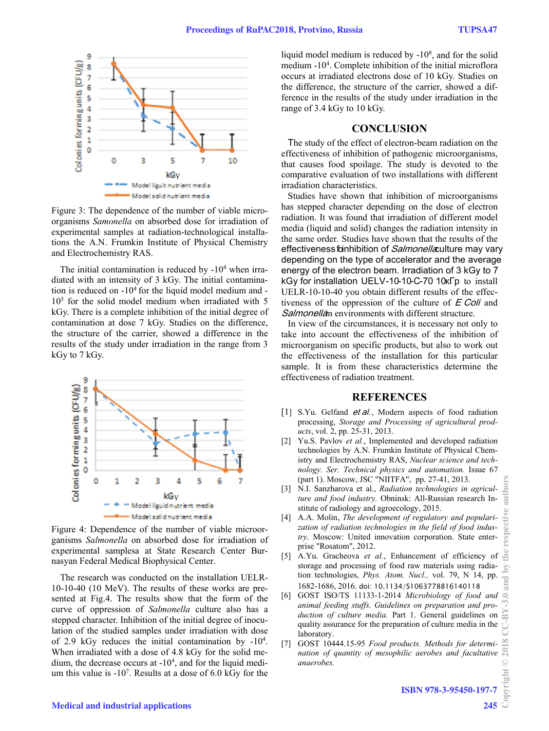Colonies forming units (CFU/g)
9
8
7
6
5
4
3
2
1
0
0 3 5 7 10
kGy
Model liguit nutrient media
Model solid nutrient media

Figure 3: The dependence of the number of viable microorganisms *Samonella* on absorbed dose for irradiation of experimental samples at radiation-technological installations the A.N. Frumkin Institute of Physical Chemistry and Electrochemistry RAS.

The initial contamination is reduced by -10$^4$ when irradiated with an intensity of 3 kGy. The initial contamination is reduced on -10$^4$ for the liquid model medium and -10$^5$ for the solid model medium when irradiated with 5 kGy. There is a complete inhibition of the initial degree of contamination at dose 7 kGy. Studies on the difference, the structure of the carrier, showed a difference in the results of the study under irradiation in the range from 3 kGy to 7 kGy.

Colonies forming units (CFU/g)
9
8
7
6
5
4
3
2
1
0
0 1 2 3 4 5 6 7
kGy
Model liguid nutrient media
Model solid nutrient media

Figure 4: Dependence of the number of viable microorganisms *Salmonella* on absorbed dose for irradiation of experimental samplesa at State Research Center Burnasyan Federal Medical Biophysical Center.

The research was conducted on the installation UELR-10-10-40 (10 MeV). The results of these works are presented at Fig.4. The results show that the form of the curve of oppression of *Salmonella* culture also has a stepped character. Inhibition of the initial degree of inoculation of the studied samples under irradiation with dose of 2.9 kGy reduces the initial contamination by -10$^4$. When irradiated with a dose of 4.8 kGy for the solid medium, the decrease occurs at -10$^4$, and for the liquid medium this value is -10$^7$. Results at a dose of 6.0 kGy for the liquid model medium is reduced by -10$^8$, and for the solid medium -10$^4$. Complete inhibition of the initial microflora occurs at irradiated electrons dose of 10 kGy. Studies on the difference, the structure of the carrier, showed a difference in the results of the study under irradiation in the range of 3.4 kGy to 10 kGy.

## CONCLUSION

The study of the effect of electron-beam radiation on the effectiveness of inhibition of pathogenic microorganisms, that causes food spoilage. The study is devoted to the comparative evaluation of two installations with different irradiation characteristics.

Studies have shown that inhibition of microorganisms has stepped character depending on the dose of electron radiation. It was found that irradiation of different model media (liquid and solid) changes the radiation intensity in the same order. Studies have shown that the results of the effectiveness for inhibition of *Salmonella* culture may vary depending on the type of accelerator and the average energy of the electron beam. Irradiation of 3 kGy to 7 kGy for installation UELV-10-10-C-70 10кГр to install UELR-10-10-40 you obtain different results of the effectiveness of the oppression of the culture of *E Coli* and *Salmonella* in environments with different structure.

In view of the circumstances, it is necessary not only to take into account the effectiveness of the inhibition of microorganism on specific products, but also to work out the effectiveness of the installation for this particular sample. It is from these characteristics determine the effectiveness of radiation treatment.

## REFERENCES

[1] S.Yu. Gelfand *et al.*, Modern aspects of food radiation processing, *Storage and Processing of agricultural products*, vol. 2, pp. 25-31, 2013.

[2] Yu.S. Pavlov *et al.*, Implemented and developed radiation technologies by A.N. Frumkin Institute of Physical Chemistry and Electrochemistry RAS, *Nuclear science and technology. Ser. Technical physics and automation.* Issue 67 (part 1). Moscow, JSC "NIITFA", pp. 27-41, 2013.

[3] N.I. Sanzharova et al., *Radiation technologies in agriculture and food industry.* Obninsk: All-Russian research Institute of radiology and agroecology, 2015.

[4] A.A. Molin, *The development of regulatory and popularization of radiation technologies in the field of food industry.* Moscow: United innovation corporation. State enterprise "Rosatom", 2012.

[5] A.Yu. Gracheova *et al.*, Enhancement of efficiency of storage and processing of food raw materials using radiation technologies, *Phys. Atom. Nucl.,* vol. 79, N 14, pp. 1682-1686, 2016. doi: 10.1134/S1063778816140118

[6] GOST ISO/TS 11133-1-2014 *Microbiology of food and animal feeding stuffs. Guidelines on preparation and production of culture media.* Part 1. General guidelines on quality assurance for the preparation of culture media in the laboratory.

[7] GOST 10444.15-95 *Food products. Methods for determination of quantity of mesophilic aerobes and facultative anaerobes.*